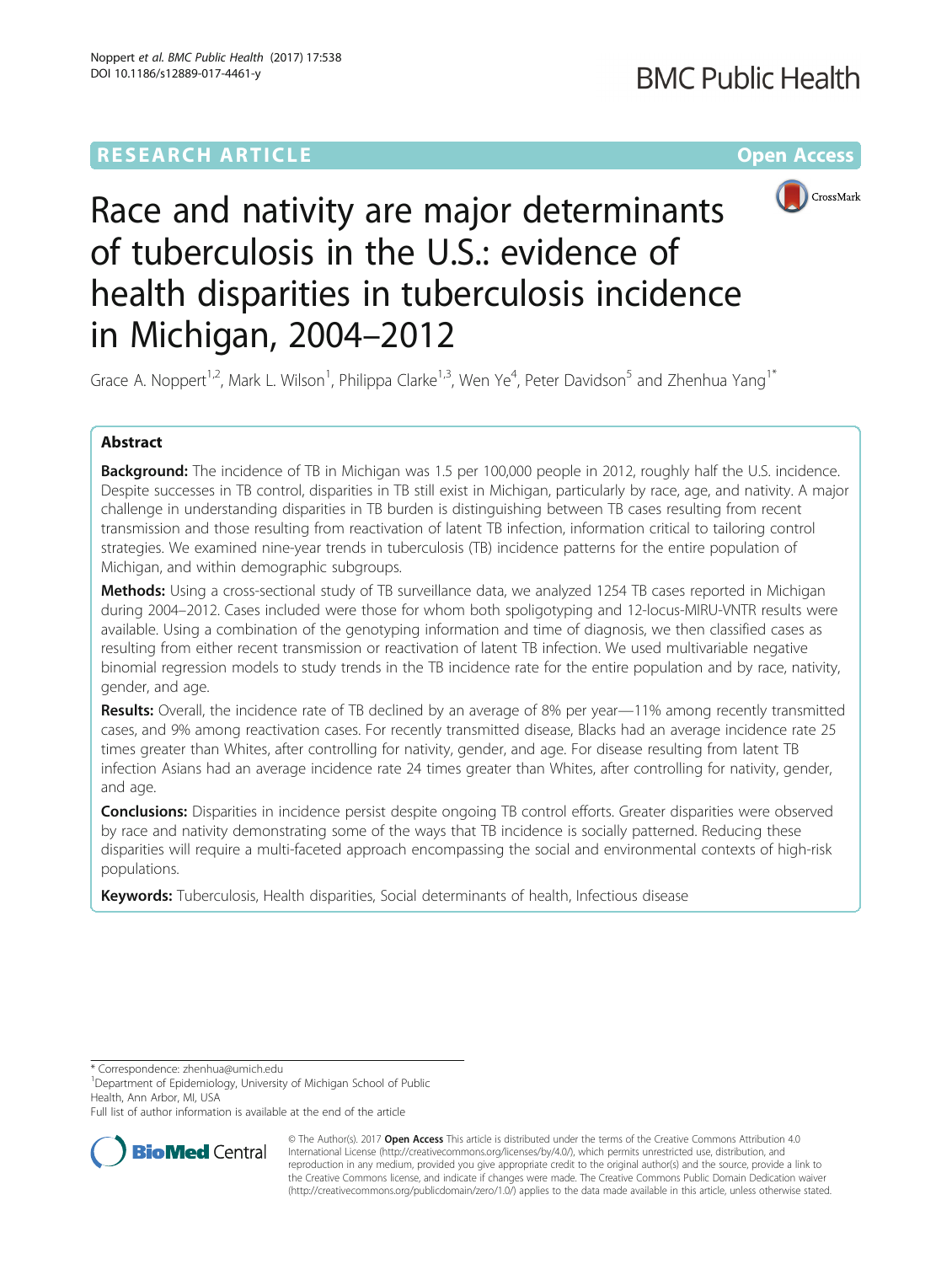RESEARCH ARTICLE

Open Access

# Race and nativity are major determinants of tuberculosis in the U.S.: evidence of health disparities in tuberculosis incidence in Michigan, 2004–2012

Grace A. Noppert[1,2], Mark L. Wilson[1], Philippa Clarke[1,3], Wen Ye[4], Peter Davidson[5] and Zhenhua Yang[1*]

## Abstract

**Background:** The incidence of TB in Michigan was 1.5 per 100,000 people in 2012, roughly half the U.S. incidence. Despite successes in TB control, disparities in TB still exist in Michigan, particularly by race, age, and nativity. A major challenge in understanding disparities in TB burden is distinguishing between TB cases resulting from recent transmission and those resulting from reactivation of latent TB infection, information critical to tailoring control strategies. We examined nine-year trends in tuberculosis (TB) incidence patterns for the entire population of Michigan, and within demographic subgroups.

**Methods:** Using a cross-sectional study of TB surveillance data, we analyzed 1254 TB cases reported in Michigan during 2004–2012. Cases included were those for whom both spoligotyping and 12-locus-MIRU-VNTR results were available. Using a combination of the genotyping information and time of diagnosis, we then classified cases as resulting from either recent transmission or reactivation of latent TB infection. We used multivariable negative binomial regression models to study trends in the TB incidence rate for the entire population and by race, nativity, gender, and age.

**Results:** Overall, the incidence rate of TB declined by an average of 8% per year—11% among recently transmitted cases, and 9% among reactivation cases. For recently transmitted disease, Blacks had an average incidence rate 25 times greater than Whites, after controlling for nativity, gender, and age. For disease resulting from latent TB infection Asians had an average incidence rate 24 times greater than Whites, after controlling for nativity, gender, and age.

**Conclusions:** Disparities in incidence persist despite ongoing TB control efforts. Greater disparities were observed by race and nativity demonstrating some of the ways that TB incidence is socially patterned. Reducing these disparities will require a multi-faceted approach encompassing the social and environmental contexts of high-risk populations.

**Keywords:** Tuberculosis, Health disparities, Social determinants of health, Infectious disease

\* Correspondence: zhenhua@umich.edu

[1]Department of Epidemiology, University of Michigan School of Public Health, Ann Arbor, MI, USA

Full list of author information is available at the end of the article

© The Author(s). 2017 **Open Access** This article is distributed under the terms of the Creative Commons Attribution 4.0 International License (http://creativecommons.org/licenses/by/4.0/), which permits unrestricted use, distribution, and reproduction in any medium, provided you give appropriate credit to the original author(s) and the source, provide a link to the Creative Commons license, and indicate if changes were made. The Creative Commons Public Domain Dedication waiver (http://creativecommons.org/publicdomain/zero/1.0/) applies to the data made available in this article, unless otherwise stated.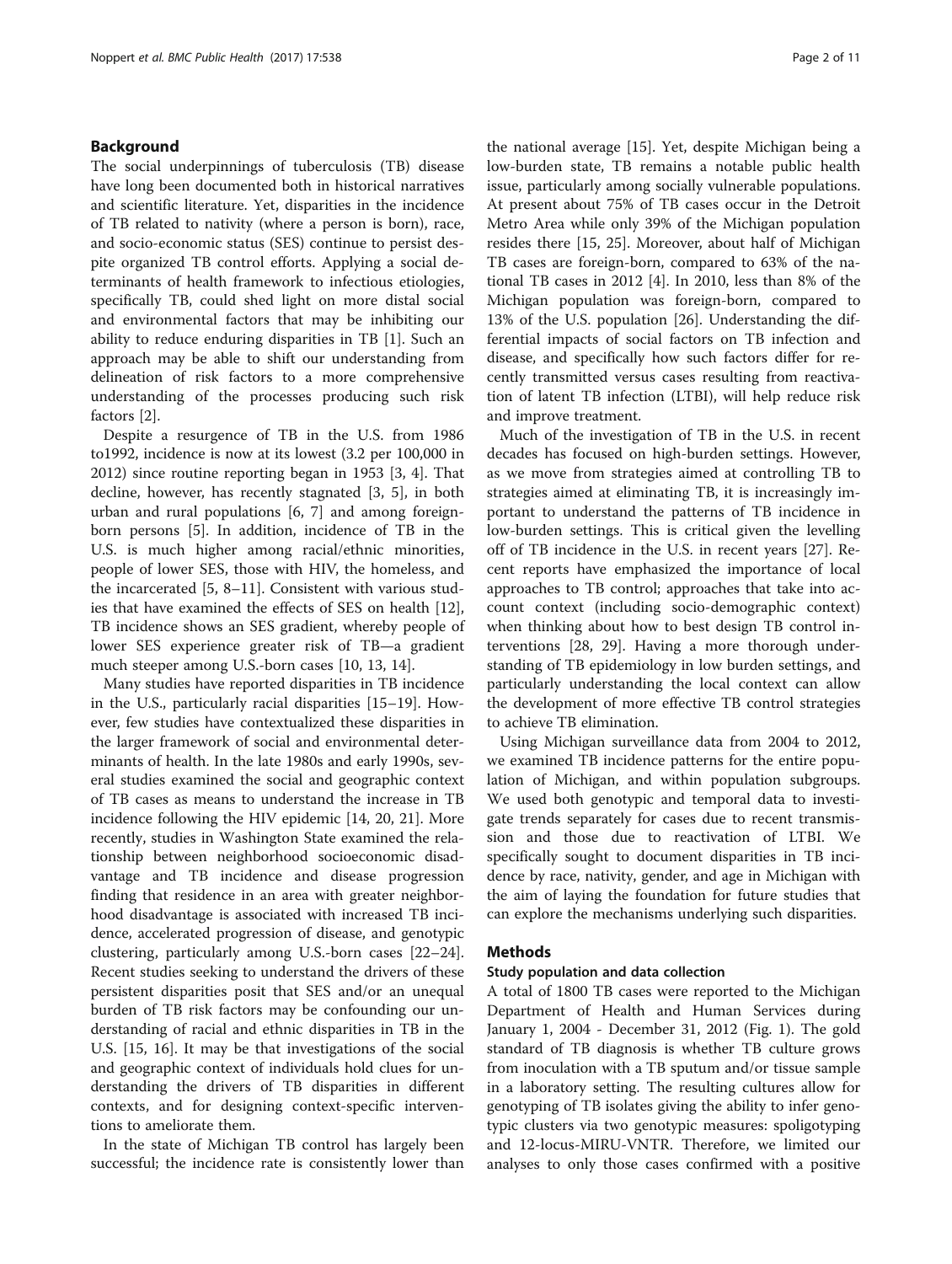## Background

The social underpinnings of tuberculosis (TB) disease have long been documented both in historical narratives and scientific literature. Yet, disparities in the incidence of TB related to nativity (where a person is born), race, and socio-economic status (SES) continue to persist despite organized TB control efforts. Applying a social determinants of health framework to infectious etiologies, specifically TB, could shed light on more distal social and environmental factors that may be inhibiting our ability to reduce enduring disparities in TB [1]. Such an approach may be able to shift our understanding from delineation of risk factors to a more comprehensive understanding of the processes producing such risk factors [2].

Despite a resurgence of TB in the U.S. from 1986 to1992, incidence is now at its lowest (3.2 per 100,000 in 2012) since routine reporting began in 1953 [3, 4]. That decline, however, has recently stagnated [3, 5], in both urban and rural populations [6, 7] and among foreign-born persons [5]. In addition, incidence of TB in the U.S. is much higher among racial/ethnic minorities, people of lower SES, those with HIV, the homeless, and the incarcerated [5, 8–11]. Consistent with various studies that have examined the effects of SES on health [12], TB incidence shows an SES gradient, whereby people of lower SES experience greater risk of TB—a gradient much steeper among U.S.-born cases [10, 13, 14].

Many studies have reported disparities in TB incidence in the U.S., particularly racial disparities [15–19]. However, few studies have contextualized these disparities in the larger framework of social and environmental determinants of health. In the late 1980s and early 1990s, several studies examined the social and geographic context of TB cases as means to understand the increase in TB incidence following the HIV epidemic [14, 20, 21]. More recently, studies in Washington State examined the relationship between neighborhood socioeconomic disadvantage and TB incidence and disease progression finding that residence in an area with greater neighborhood disadvantage is associated with increased TB incidence, accelerated progression of disease, and genotypic clustering, particularly among U.S.-born cases [22–24]. Recent studies seeking to understand the drivers of these persistent disparities posit that SES and/or an unequal burden of TB risk factors may be confounding our understanding of racial and ethnic disparities in TB in the U.S. [15, 16]. It may be that investigations of the social and geographic context of individuals hold clues for understanding the drivers of TB disparities in different contexts, and for designing context-specific interventions to ameliorate them.

In the state of Michigan TB control has largely been successful; the incidence rate is consistently lower than the national average [15]. Yet, despite Michigan being a low-burden state, TB remains a notable public health issue, particularly among socially vulnerable populations. At present about 75% of TB cases occur in the Detroit Metro Area while only 39% of the Michigan population resides there [15, 25]. Moreover, about half of Michigan TB cases are foreign-born, compared to 63% of the national TB cases in 2012 [4]. In 2010, less than 8% of the Michigan population was foreign-born, compared to 13% of the U.S. population [26]. Understanding the differential impacts of social factors on TB infection and disease, and specifically how such factors differ for recently transmitted versus cases resulting from reactivation of latent TB infection (LTBI), will help reduce risk and improve treatment.

Much of the investigation of TB in the U.S. in recent decades has focused on high-burden settings. However, as we move from strategies aimed at controlling TB to strategies aimed at eliminating TB, it is increasingly important to understand the patterns of TB incidence in low-burden settings. This is critical given the levelling off of TB incidence in the U.S. in recent years [27]. Recent reports have emphasized the importance of local approaches to TB control; approaches that take into account context (including socio-demographic context) when thinking about how to best design TB control interventions [28, 29]. Having a more thorough understanding of TB epidemiology in low burden settings, and particularly understanding the local context can allow the development of more effective TB control strategies to achieve TB elimination.

Using Michigan surveillance data from 2004 to 2012, we examined TB incidence patterns for the entire population of Michigan, and within population subgroups. We used both genotypic and temporal data to investigate trends separately for cases due to recent transmission and those due to reactivation of LTBI. We specifically sought to document disparities in TB incidence by race, nativity, gender, and age in Michigan with the aim of laying the foundation for future studies that can explore the mechanisms underlying such disparities.

## Methods

### Study population and data collection

A total of 1800 TB cases were reported to the Michigan Department of Health and Human Services during January 1, 2004 - December 31, 2012 (Fig. 1). The gold standard of TB diagnosis is whether TB culture grows from inoculation with a TB sputum and/or tissue sample in a laboratory setting. The resulting cultures allow for genotyping of TB isolates giving the ability to infer genotypic clusters via two genotypic measures: spoligotyping and 12-locus-MIRU-VNTR. Therefore, we limited our analyses to only those cases confirmed with a positive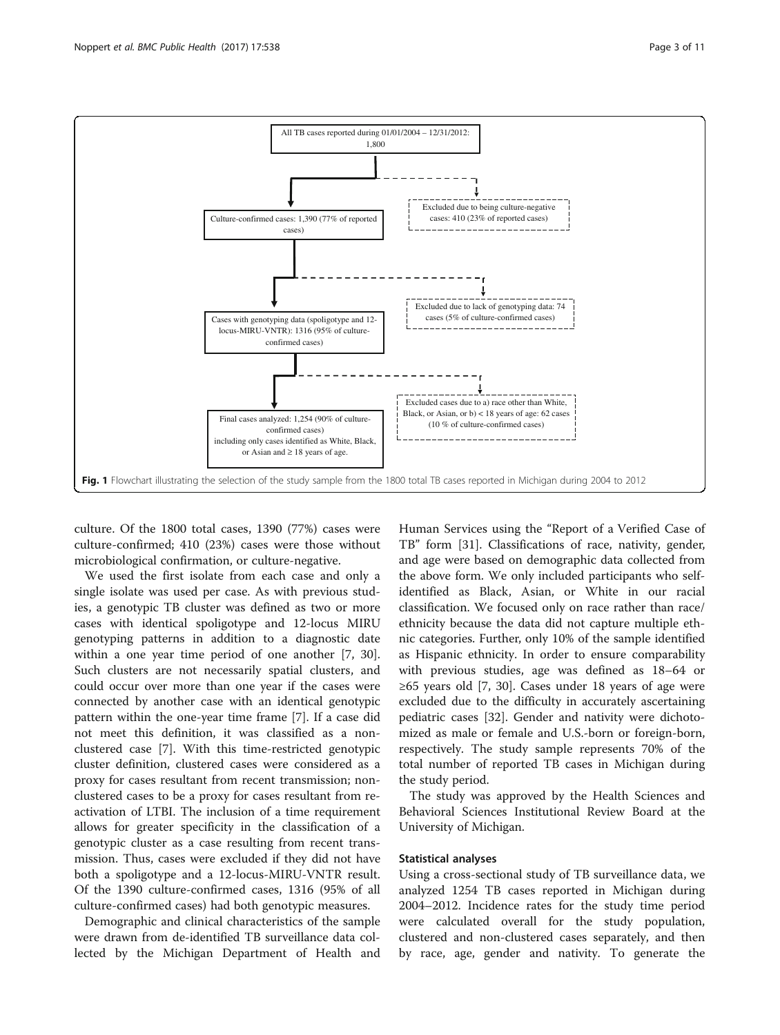All TB cases reported during 01/01/2004 – 12/31/2012: 1,800

Culture-confirmed cases: 1,390 (77% of reported cases)

Excluded due to being culture-negative cases: 410 (23% of reported cases)

Cases with genotyping data (spoligotype and 12-locus-MIRU-VNTR): 1316 (95% of culture-confirmed cases)

Excluded due to lack of genotyping data: 74 cases (5% of culture-confirmed cases)

Final cases analyzed: 1,254 (90% of culture-confirmed cases) including only cases identified as White, Black, or Asian and ≥ 18 years of age.

Excluded cases due to a) race other than White, Black, or Asian, or b) < 18 years of age: 62 cases (10 % of culture-confirmed cases)

**Fig. 1** Flowchart illustrating the selection of the study sample from the 1800 total TB cases reported in Michigan during 2004 to 2012

culture. Of the 1800 total cases, 1390 (77%) cases were culture-confirmed; 410 (23%) cases were those without microbiological confirmation, or culture-negative.

We used the first isolate from each case and only a single isolate was used per case. As with previous studies, a genotypic TB cluster was defined as two or more cases with identical spoligotype and 12-locus MIRU genotyping patterns in addition to a diagnostic date within a one year time period of one another [7, 30]. Such clusters are not necessarily spatial clusters, and could occur over more than one year if the cases were connected by another case with an identical genotypic pattern within the one-year time frame [7]. If a case did not meet this definition, it was classified as a non-clustered case [7]. With this time-restricted genotypic cluster definition, clustered cases were considered as a proxy for cases resultant from recent transmission; non-clustered cases to be a proxy for cases resultant from reactivation of LTBI. The inclusion of a time requirement allows for greater specificity in the classification of a genotypic cluster as a case resulting from recent transmission. Thus, cases were excluded if they did not have both a spoligotype and a 12-locus-MIRU-VNTR result. Of the 1390 culture-confirmed cases, 1316 (95% of all culture-confirmed cases) had both genotypic measures.

Demographic and clinical characteristics of the sample were drawn from de-identified TB surveillance data collected by the Michigan Department of Health and Human Services using the "Report of a Verified Case of TB" form [31]. Classifications of race, nativity, gender, and age were based on demographic data collected from the above form. We only included participants who self-identified as Black, Asian, or White in our racial classification. We focused only on race rather than race/ethnicity because the data did not capture multiple ethnic categories. Further, only 10% of the sample identified as Hispanic ethnicity. In order to ensure comparability with previous studies, age was defined as 18–64 or ≥65 years old [7, 30]. Cases under 18 years of age were excluded due to the difficulty in accurately ascertaining pediatric cases [32]. Gender and nativity were dichotomized as male or female and U.S.-born or foreign-born, respectively. The study sample represents 70% of the total number of reported TB cases in Michigan during the study period.

The study was approved by the Health Sciences and Behavioral Sciences Institutional Review Board at the University of Michigan.

### Statistical analyses

Using a cross-sectional study of TB surveillance data, we analyzed 1254 TB cases reported in Michigan during 2004–2012. Incidence rates for the study time period were calculated overall for the study population, clustered and non-clustered cases separately, and then by race, age, gender and nativity. To generate the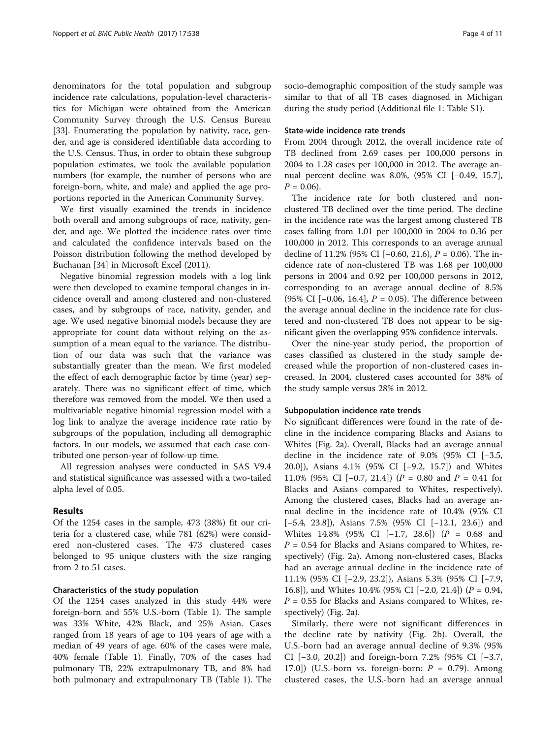denominators for the total population and subgroup incidence rate calculations, population-level characteristics for Michigan were obtained from the American Community Survey through the U.S. Census Bureau [33]. Enumerating the population by nativity, race, gender, and age is considered identifiable data according to the U.S. Census. Thus, in order to obtain these subgroup population estimates, we took the available population numbers (for example, the number of persons who are foreign-born, white, and male) and applied the age proportions reported in the American Community Survey.

We first visually examined the trends in incidence both overall and among subgroups of race, nativity, gender, and age. We plotted the incidence rates over time and calculated the confidence intervals based on the Poisson distribution following the method developed by Buchanan [34] in Microsoft Excel (2011).

Negative binomial regression models with a log link were then developed to examine temporal changes in incidence overall and among clustered and non-clustered cases, and by subgroups of race, nativity, gender, and age. We used negative binomial models because they are appropriate for count data without relying on the assumption of a mean equal to the variance. The distribution of our data was such that the variance was substantially greater than the mean. We first modeled the effect of each demographic factor by time (year) separately. There was no significant effect of time, which therefore was removed from the model. We then used a multivariable negative binomial regression model with a log link to analyze the average incidence rate ratio by subgroups of the population, including all demographic factors. In our models, we assumed that each case contributed one person-year of follow-up time.

All regression analyses were conducted in SAS V9.4 and statistical significance was assessed with a two-tailed alpha level of 0.05.

## Results

Of the 1254 cases in the sample, 473 (38%) fit our criteria for a clustered case, while 781 (62%) were considered non-clustered cases. The 473 clustered cases belonged to 95 unique clusters with the size ranging from 2 to 51 cases.

### Characteristics of the study population

Of the 1254 cases analyzed in this study 44% were foreign-born and 55% U.S.-born (Table 1). The sample was 33% White, 42% Black, and 25% Asian. Cases ranged from 18 years of age to 104 years of age with a median of 49 years of age. 60% of the cases were male, 40% female (Table 1). Finally, 70% of the cases had pulmonary TB, 22% extrapulmonary TB, and 8% had both pulmonary and extrapulmonary TB (Table 1). The socio-demographic composition of the study sample was similar to that of all TB cases diagnosed in Michigan during the study period (Additional file 1: Table S1).

### State-wide incidence rate trends

From 2004 through 2012, the overall incidence rate of TB declined from 2.69 cases per 100,000 persons in 2004 to 1.28 cases per 100,000 in 2012. The average annual percent decline was 8.0%, (95% CI [−0.49, 15.7], $P = 0.06$).

The incidence rate for both clustered and non-clustered TB declined over the time period. The decline in the incidence rate was the largest among clustered TB cases falling from 1.01 per 100,000 in 2004 to 0.36 per 100,000 in 2012. This corresponds to an average annual decline of 11.2% (95% CI [−0.60, 21.6), $P = 0.06$). The incidence rate of non-clustered TB was 1.68 per 100,000 persons in 2004 and 0.92 per 100,000 persons in 2012, corresponding to an average annual decline of 8.5% (95% CI [−0.06, 16.4], $P = 0.05$). The difference between the average annual decline in the incidence rate for clustered and non-clustered TB does not appear to be significant given the overlapping 95% confidence intervals.

Over the nine-year study period, the proportion of cases classified as clustered in the study sample decreased while the proportion of non-clustered cases increased. In 2004, clustered cases accounted for 38% of the study sample versus 28% in 2012.

### Subpopulation incidence rate trends

No significant differences were found in the rate of decline in the incidence comparing Blacks and Asians to Whites (Fig. 2a). Overall, Blacks had an average annual decline in the incidence rate of 9.0% (95% CI [−3.5, 20.0]), Asians 4.1% (95% CI [−9.2, 15.7]) and Whites 11.0% (95% CI [−0.7, 21.4]) ($P = 0.80$ and $P = 0.41$ for Blacks and Asians compared to Whites, respectively). Among the clustered cases, Blacks had an average annual decline in the incidence rate of 10.4% (95% CI [−5.4, 23.8]), Asians 7.5% (95% CI [−12.1, 23.6]) and Whites 14.8% (95% CI [−1.7, 28.6]) ($P = 0.68$ and $P = 0.54$ for Blacks and Asians compared to Whites, respectively) (Fig. 2a). Among non-clustered cases, Blacks had an average annual decline in the incidence rate of 11.1% (95% CI [−2.9, 23.2]), Asians 5.3% (95% CI [−7.9, 16.8]), and Whites 10.4% (95% CI [−2.0, 21.4]) ($P = 0.94$, $P = 0.55$ for Blacks and Asians compared to Whites, respectively) (Fig. 2a).

Similarly, there were not significant differences in the decline rate by nativity (Fig. 2b). Overall, the U.S.-born had an average annual decline of 9.3% (95% CI [−3.0, 20.2]) and foreign-born 7.2% (95% CI [−3.7, 17.0]) (U.S.-born vs. foreign-born: $P = 0.79$). Among clustered cases, the U.S.-born had an average annual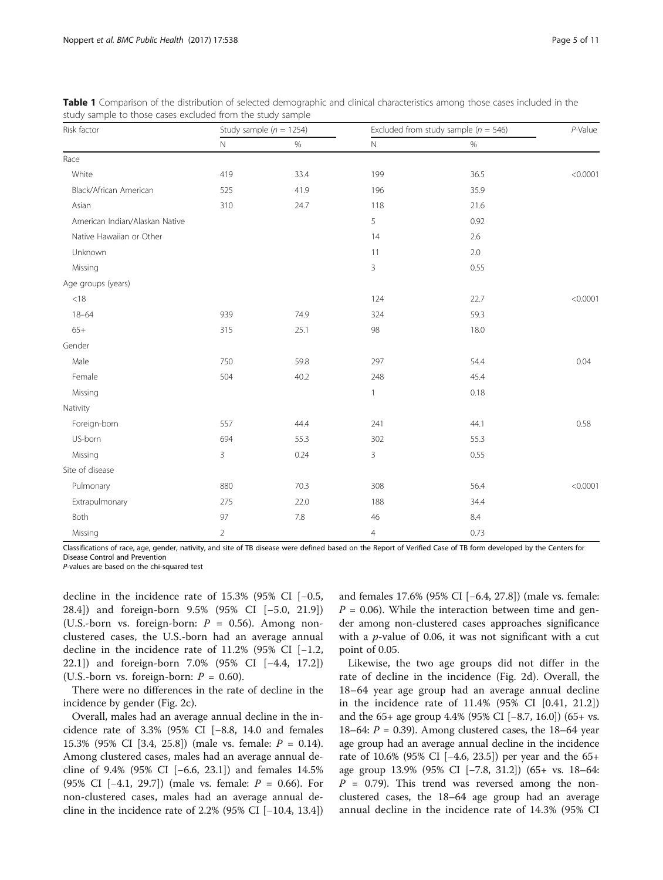**Table 1** Comparison of the distribution of selected demographic and clinical characteristics among those cases included in the study sample to those cases excluded from the study sample

| Risk factor | Study sample (*n* = 1254) | | Excluded from study sample (*n* = 546) | | *P*-Value |
|---|---|---|---|---|---|
| | N | % | N | % | |
| Race | | | | | |
| White | 419 | 33.4 | 199 | 36.5 | <0.0001 |
| Black/African American | 525 | 41.9 | 196 | 35.9 | |
| Asian | 310 | 24.7 | 118 | 21.6 | |
| American Indian/Alaskan Native | | | 5 | 0.92 | |
| Native Hawaiian or Other | | | 14 | 2.6 | |
| Unknown | | | 11 | 2.0 | |
| Missing | | | 3 | 0.55 | |
| Age groups (years) | | | | | |
| <18 | | | 124 | 22.7 | <0.0001 |
| 18–64 | 939 | 74.9 | 324 | 59.3 | |
| 65+ | 315 | 25.1 | 98 | 18.0 | |
| Gender | | | | | |
| Male | 750 | 59.8 | 297 | 54.4 | 0.04 |
| Female | 504 | 40.2 | 248 | 45.4 | |
| Missing | | | 1 | 0.18 | |
| Nativity | | | | | |
| Foreign-born | 557 | 44.4 | 241 | 44.1 | 0.58 |
| US-born | 694 | 55.3 | 302 | 55.3 | |
| Missing | 3 | 0.24 | 3 | 0.55 | |
| Site of disease | | | | | |
| Pulmonary | 880 | 70.3 | 308 | 56.4 | <0.0001 |
| Extrapulmonary | 275 | 22.0 | 188 | 34.4 | |
| Both | 97 | 7.8 | 46 | 8.4 | |
| Missing | 2 | | 4 | 0.73 | |

Classifications of race, age, gender, nativity, and site of TB disease were defined based on the Report of Verified Case of TB form developed by the Centers for Disease Control and Prevention
*P*-values are based on the chi-squared test

decline in the incidence rate of 15.3% (95% CI [−0.5, 28.4]) and foreign-born 9.5% (95% CI [−5.0, 21.9]) (U.S.-born vs. foreign-born: $P = 0.56$). Among non-clustered cases, the U.S.-born had an average annual decline in the incidence rate of 11.2% (95% CI [−1.2, 22.1]) and foreign-born 7.0% (95% CI [−4.4, 17.2]) (U.S.-born vs. foreign-born: $P = 0.60$).

There were no differences in the rate of decline in the incidence by gender (Fig. 2c).

Overall, males had an average annual decline in the incidence rate of 3.3% (95% CI [−8.8, 14.0 and females 15.3% (95% CI [3.4, 25.8]) (male vs. female: $P = 0.14$). Among clustered cases, males had an average annual decline of 9.4% (95% CI [−6.6, 23.1]) and females 14.5% (95% CI [−4.1, 29.7]) (male vs. female: $P = 0.66$). For non-clustered cases, males had an average annual decline in the incidence rate of 2.2% (95% CI [−10.4, 13.4]) and females 17.6% (95% CI [−6.4, 27.8]) (male vs. female: $P = 0.06$). While the interaction between time and gender among non-clustered cases approaches significance with a *p*-value of 0.06, it was not significant with a cut point of 0.05.

Likewise, the two age groups did not differ in the rate of decline in the incidence (Fig. 2d). Overall, the 18–64 year age group had an average annual decline in the incidence rate of 11.4% (95% CI [0.41, 21.2]) and the 65+ age group 4.4% (95% CI [−8.7, 16.0]) (65+ vs. 18–64: $P = 0.39$). Among clustered cases, the 18–64 year age group had an average annual decline in the incidence rate of 10.6% (95% CI [−4.6, 23.5]) per year and the 65+ age group 13.9% (95% CI [−7.8, 31.2]) (65+ vs. 18–64: $P = 0.79$). This trend was reversed among the non-clustered cases, the 18–64 age group had an average annual decline in the incidence rate of 14.3% (95% CI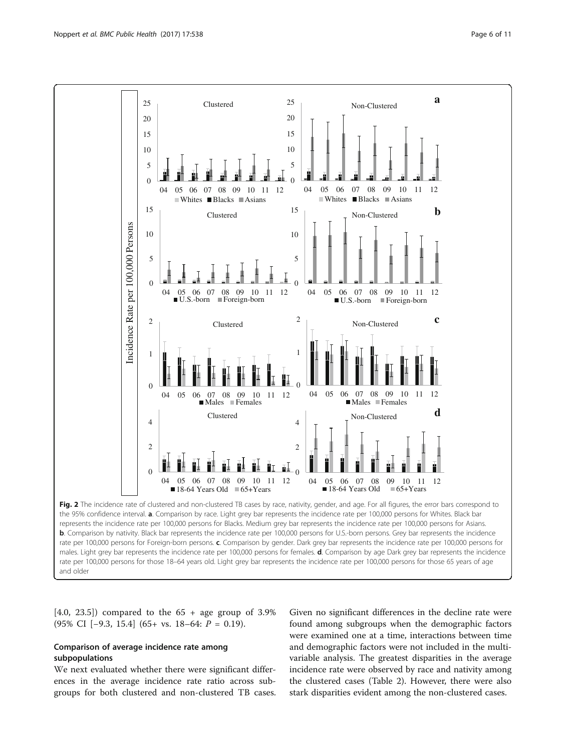Fig. 2 The incidence rate of clustered and non-clustered TB cases by race, nativity, gender, and age. For all figures, the error bars correspond to the 95% confidence interval. **a**. Comparison by race. Light grey bar represents the incidence rate per 100,000 persons for Whites. Black bar represents the incidence rate per 100,000 persons for Blacks. Medium grey bar represents the incidence rate per 100,000 persons for Asians. **b**. Comparison by nativity. Black bar represents the incidence rate per 100,000 persons for U.S.-born persons. Grey bar represents the incidence rate per 100,000 persons for Foreign-born persons. **c**. Comparison by gender. Dark grey bar represents the incidence rate per 100,000 persons for males. Light grey bar represents the incidence rate per 100,000 persons for females. **d**. Comparison by age Dark grey bar represents the incidence rate per 100,000 persons for those 18–64 years old. Light grey bar represents the incidence rate per 100,000 persons for those 65 years of age and older

[4.0, 23.5]) compared to the 65 + age group of 3.9% (95% CI [−9.3, 15.4] (65+ vs. 18–64: $P = 0.19$).

## Comparison of average incidence rate among subpopulations

We next evaluated whether there were significant differences in the average incidence rate ratio across subgroups for both clustered and non-clustered TB cases. Given no significant differences in the decline rate were found among subgroups when the demographic factors were examined one at a time, interactions between time and demographic factors were not included in the multivariable analysis. The greatest disparities in the average incidence rate were observed by race and nativity among the clustered cases (Table 2). However, there were also stark disparities evident among the non-clustered cases.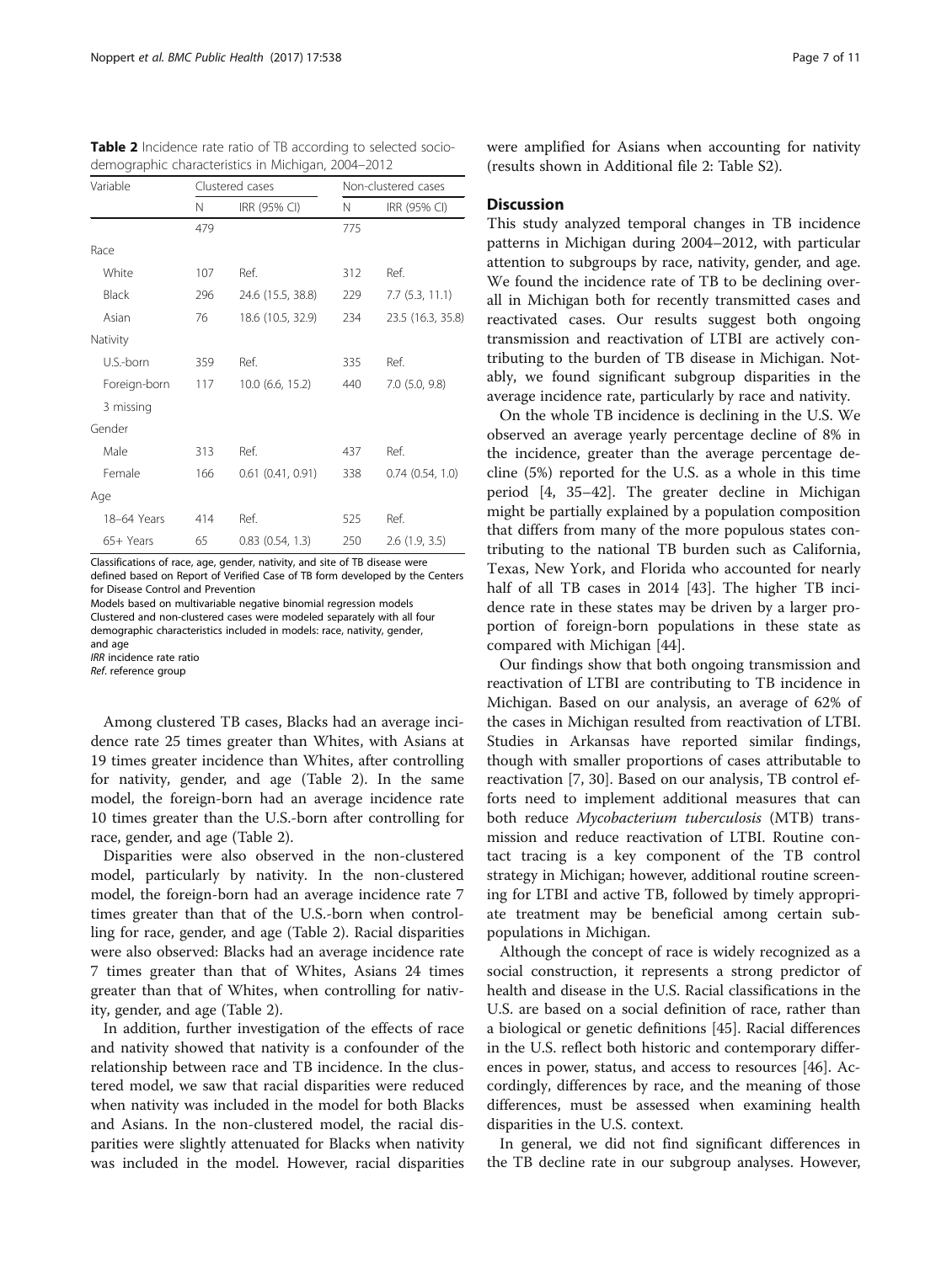**Table 2** Incidence rate ratio of TB according to selected socio-demographic characteristics in Michigan, 2004–2012

| Variable | Clustered cases | | Non-clustered cases | |
|---|---|---|---|---|
| | N | IRR (95% CI) | N | IRR (95% CI) |
| | 479 | | 775 | |
| Race | | | | |
| White | 107 | Ref. | 312 | Ref. |
| Black | 296 | 24.6 (15.5, 38.8) | 229 | 7.7 (5.3, 11.1) |
| Asian | 76 | 18.6 (10.5, 32.9) | 234 | 23.5 (16.3, 35.8) |
| Nativity | | | | |
| U.S.-born | 359 | Ref. | 335 | Ref. |
| Foreign-born | 117 | 10.0 (6.6, 15.2) | 440 | 7.0 (5.0, 9.8) |
| 3 missing | | | | |
| Gender | | | | |
| Male | 313 | Ref. | 437 | Ref. |
| Female | 166 | 0.61 (0.41, 0.91) | 338 | 0.74 (0.54, 1.0) |
| Age | | | | |
| 18–64 Years | 414 | Ref. | 525 | Ref. |
| 65+ Years | 65 | 0.83 (0.54, 1.3) | 250 | 2.6 (1.9, 3.5) |

Classifications of race, age, gender, nativity, and site of TB disease were defined based on Report of Verified Case of TB form developed by the Centers for Disease Control and Prevention

Models based on multivariable negative binomial regression models

Clustered and non-clustered cases were modeled separately with all four demographic characteristics included in models: race, nativity, gender, and age

*IRR* incidence rate ratio

*Ref.* reference group

Among clustered TB cases, Blacks had an average incidence rate 25 times greater than Whites, with Asians at 19 times greater incidence than Whites, after controlling for nativity, gender, and age (Table 2). In the same model, the foreign-born had an average incidence rate 10 times greater than the U.S.-born after controlling for race, gender, and age (Table 2).

Disparities were also observed in the non-clustered model, particularly by nativity. In the non-clustered model, the foreign-born had an average incidence rate 7 times greater than that of the U.S.-born when controlling for race, gender, and age (Table 2). Racial disparities were also observed: Blacks had an average incidence rate 7 times greater than that of Whites, Asians 24 times greater than that of Whites, when controlling for nativity, gender, and age (Table 2).

In addition, further investigation of the effects of race and nativity showed that nativity is a confounder of the relationship between race and TB incidence. In the clustered model, we saw that racial disparities were reduced when nativity was included in the model for both Blacks and Asians. In the non-clustered model, the racial disparities were slightly attenuated for Blacks when nativity was included in the model. However, racial disparities were amplified for Asians when accounting for nativity (results shown in Additional file 2: Table S2).

## Discussion

This study analyzed temporal changes in TB incidence patterns in Michigan during 2004–2012, with particular attention to subgroups by race, nativity, gender, and age. We found the incidence rate of TB to be declining overall in Michigan both for recently transmitted cases and reactivated cases. Our results suggest both ongoing transmission and reactivation of LTBI are actively contributing to the burden of TB disease in Michigan. Notably, we found significant subgroup disparities in the average incidence rate, particularly by race and nativity.

On the whole TB incidence is declining in the U.S. We observed an average yearly percentage decline of 8% in the incidence, greater than the average percentage decline (5%) reported for the U.S. as a whole in this time period [4, 35–42]. The greater decline in Michigan might be partially explained by a population composition that differs from many of the more populous states contributing to the national TB burden such as California, Texas, New York, and Florida who accounted for nearly half of all TB cases in 2014 [43]. The higher TB incidence rate in these states may be driven by a larger proportion of foreign-born populations in these state as compared with Michigan [44].

Our findings show that both ongoing transmission and reactivation of LTBI are contributing to TB incidence in Michigan. Based on our analysis, an average of 62% of the cases in Michigan resulted from reactivation of LTBI. Studies in Arkansas have reported similar findings, though with smaller proportions of cases attributable to reactivation [7, 30]. Based on our analysis, TB control efforts need to implement additional measures that can both reduce *Mycobacterium tuberculosis* (MTB) transmission and reduce reactivation of LTBI. Routine contact tracing is a key component of the TB control strategy in Michigan; however, additional routine screening for LTBI and active TB, followed by timely appropriate treatment may be beneficial among certain subpopulations in Michigan.

Although the concept of race is widely recognized as a social construction, it represents a strong predictor of health and disease in the U.S. Racial classifications in the U.S. are based on a social definition of race, rather than a biological or genetic definitions [45]. Racial differences in the U.S. reflect both historic and contemporary differences in power, status, and access to resources [46]. Accordingly, differences by race, and the meaning of those differences, must be assessed when examining health disparities in the U.S. context.

In general, we did not find significant differences in the TB decline rate in our subgroup analyses. However,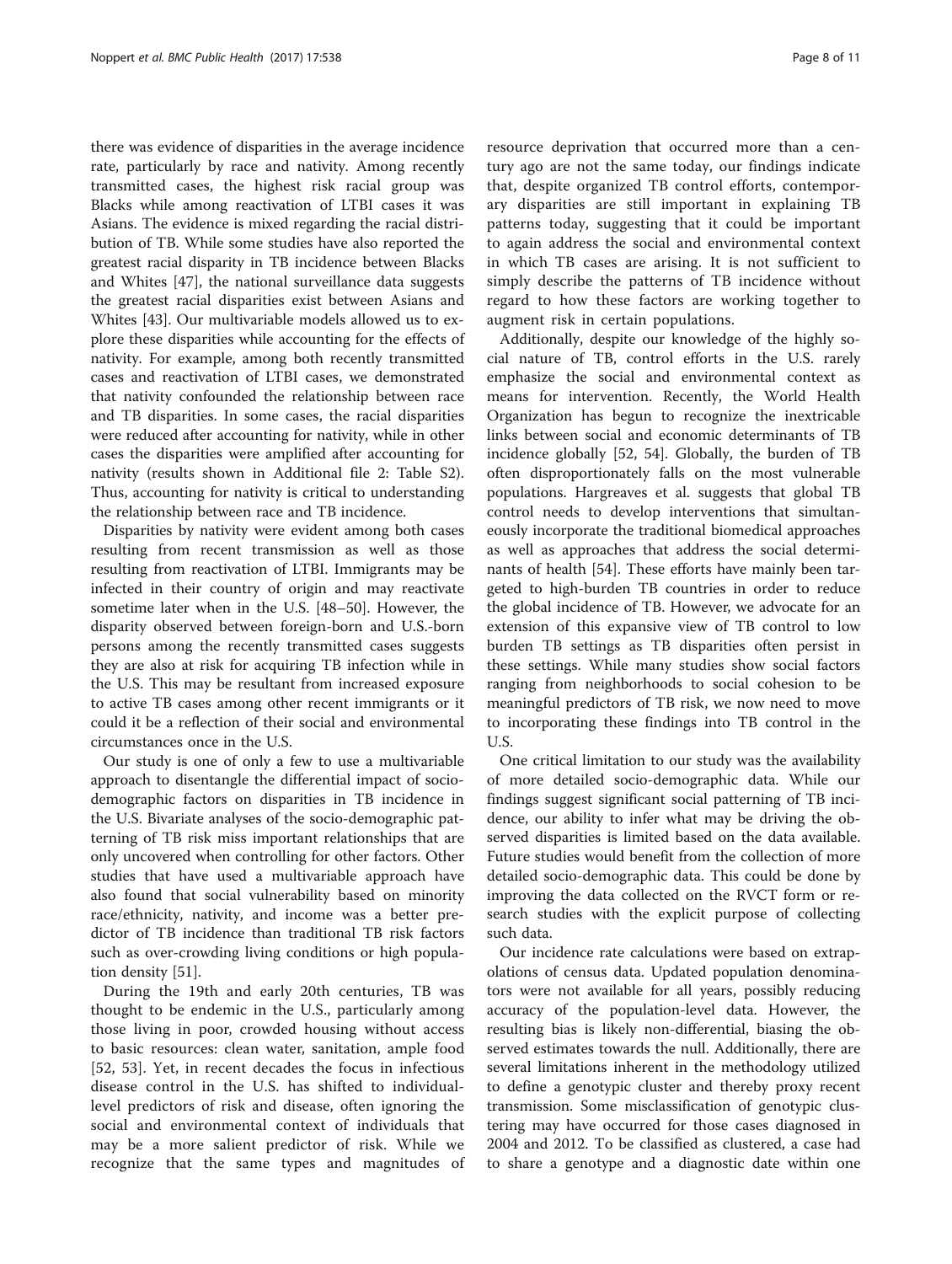there was evidence of disparities in the average incidence rate, particularly by race and nativity. Among recently transmitted cases, the highest risk racial group was Blacks while among reactivation of LTBI cases it was Asians. The evidence is mixed regarding the racial distribution of TB. While some studies have also reported the greatest racial disparity in TB incidence between Blacks and Whites [47], the national surveillance data suggests the greatest racial disparities exist between Asians and Whites [43]. Our multivariable models allowed us to explore these disparities while accounting for the effects of nativity. For example, among both recently transmitted cases and reactivation of LTBI cases, we demonstrated that nativity confounded the relationship between race and TB disparities. In some cases, the racial disparities were reduced after accounting for nativity, while in other cases the disparities were amplified after accounting for nativity (results shown in Additional file 2: Table S2). Thus, accounting for nativity is critical to understanding the relationship between race and TB incidence.

Disparities by nativity were evident among both cases resulting from recent transmission as well as those resulting from reactivation of LTBI. Immigrants may be infected in their country of origin and may reactivate sometime later when in the U.S. [48–50]. However, the disparity observed between foreign-born and U.S.-born persons among the recently transmitted cases suggests they are also at risk for acquiring TB infection while in the U.S. This may be resultant from increased exposure to active TB cases among other recent immigrants or it could it be a reflection of their social and environmental circumstances once in the U.S.

Our study is one of only a few to use a multivariable approach to disentangle the differential impact of socio-demographic factors on disparities in TB incidence in the U.S. Bivariate analyses of the socio-demographic patterning of TB risk miss important relationships that are only uncovered when controlling for other factors. Other studies that have used a multivariable approach have also found that social vulnerability based on minority race/ethnicity, nativity, and income was a better predictor of TB incidence than traditional TB risk factors such as over-crowding living conditions or high population density [51].

During the 19th and early 20th centuries, TB was thought to be endemic in the U.S., particularly among those living in poor, crowded housing without access to basic resources: clean water, sanitation, ample food [52, 53]. Yet, in recent decades the focus in infectious disease control in the U.S. has shifted to individual-level predictors of risk and disease, often ignoring the social and environmental context of individuals that may be a more salient predictor of risk. While we recognize that the same types and magnitudes of resource deprivation that occurred more than a century ago are not the same today, our findings indicate that, despite organized TB control efforts, contemporary disparities are still important in explaining TB patterns today, suggesting that it could be important to again address the social and environmental context in which TB cases are arising. It is not sufficient to simply describe the patterns of TB incidence without regard to how these factors are working together to augment risk in certain populations.

Additionally, despite our knowledge of the highly social nature of TB, control efforts in the U.S. rarely emphasize the social and environmental context as means for intervention. Recently, the World Health Organization has begun to recognize the inextricable links between social and economic determinants of TB incidence globally [52, 54]. Globally, the burden of TB often disproportionately falls on the most vulnerable populations. Hargreaves et al. suggests that global TB control needs to develop interventions that simultaneously incorporate the traditional biomedical approaches as well as approaches that address the social determinants of health [54]. These efforts have mainly been targeted to high-burden TB countries in order to reduce the global incidence of TB. However, we advocate for an extension of this expansive view of TB control to low burden TB settings as TB disparities often persist in these settings. While many studies show social factors ranging from neighborhoods to social cohesion to be meaningful predictors of TB risk, we now need to move to incorporating these findings into TB control in the U.S.

One critical limitation to our study was the availability of more detailed socio-demographic data. While our findings suggest significant social patterning of TB incidence, our ability to infer what may be driving the observed disparities is limited based on the data available. Future studies would benefit from the collection of more detailed socio-demographic data. This could be done by improving the data collected on the RVCT form or research studies with the explicit purpose of collecting such data.

Our incidence rate calculations were based on extrapolations of census data. Updated population denominators were not available for all years, possibly reducing accuracy of the population-level data. However, the resulting bias is likely non-differential, biasing the observed estimates towards the null. Additionally, there are several limitations inherent in the methodology utilized to define a genotypic cluster and thereby proxy recent transmission. Some misclassification of genotypic clustering may have occurred for those cases diagnosed in 2004 and 2012. To be classified as clustered, a case had to share a genotype and a diagnostic date within one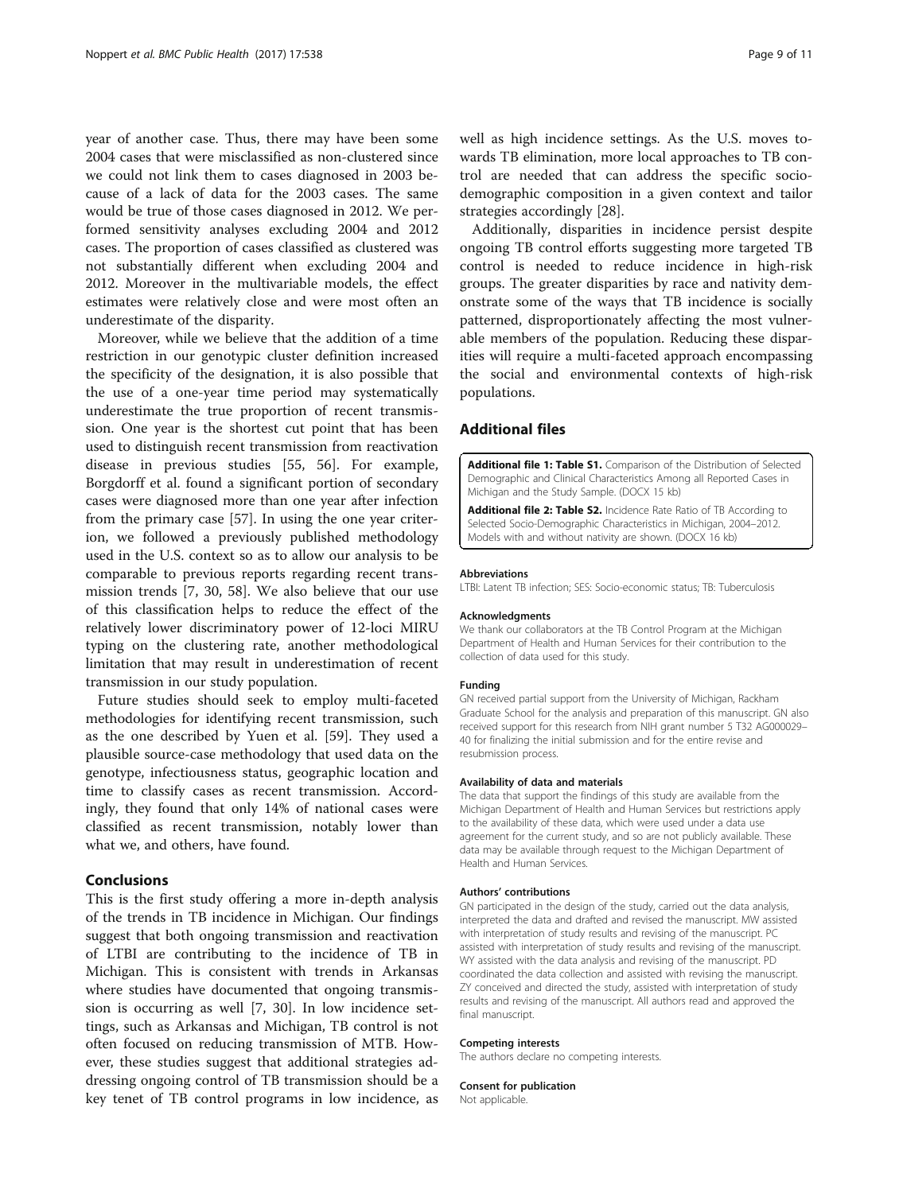year of another case. Thus, there may have been some 2004 cases that were misclassified as non-clustered since we could not link them to cases diagnosed in 2003 because of a lack of data for the 2003 cases. The same would be true of those cases diagnosed in 2012. We performed sensitivity analyses excluding 2004 and 2012 cases. The proportion of cases classified as clustered was not substantially different when excluding 2004 and 2012. Moreover in the multivariable models, the effect estimates were relatively close and were most often an underestimate of the disparity.

Moreover, while we believe that the addition of a time restriction in our genotypic cluster definition increased the specificity of the designation, it is also possible that the use of a one-year time period may systematically underestimate the true proportion of recent transmission. One year is the shortest cut point that has been used to distinguish recent transmission from reactivation disease in previous studies [55, 56]. For example, Borgdorff et al. found a significant portion of secondary cases were diagnosed more than one year after infection from the primary case [57]. In using the one year criterion, we followed a previously published methodology used in the U.S. context so as to allow our analysis to be comparable to previous reports regarding recent transmission trends [7, 30, 58]. We also believe that our use of this classification helps to reduce the effect of the relatively lower discriminatory power of 12-loci MIRU typing on the clustering rate, another methodological limitation that may result in underestimation of recent transmission in our study population.

Future studies should seek to employ multi-faceted methodologies for identifying recent transmission, such as the one described by Yuen et al. [59]. They used a plausible source-case methodology that used data on the genotype, infectiousness status, geographic location and time to classify cases as recent transmission. Accordingly, they found that only 14% of national cases were classified as recent transmission, notably lower than what we, and others, have found.

## Conclusions

This is the first study offering a more in-depth analysis of the trends in TB incidence in Michigan. Our findings suggest that both ongoing transmission and reactivation of LTBI are contributing to the incidence of TB in Michigan. This is consistent with trends in Arkansas where studies have documented that ongoing transmission is occurring as well [7, 30]. In low incidence settings, such as Arkansas and Michigan, TB control is not often focused on reducing transmission of MTB. However, these studies suggest that additional strategies addressing ongoing control of TB transmission should be a key tenet of TB control programs in low incidence, as well as high incidence settings. As the U.S. moves towards TB elimination, more local approaches to TB control are needed that can address the specific socio-demographic composition in a given context and tailor strategies accordingly [28].

Additionally, disparities in incidence persist despite ongoing TB control efforts suggesting more targeted TB control is needed to reduce incidence in high-risk groups. The greater disparities by race and nativity demonstrate some of the ways that TB incidence is socially patterned, disproportionately affecting the most vulnerable members of the population. Reducing these disparities will require a multi-faceted approach encompassing the social and environmental contexts of high-risk populations.

## Additional files

**Additional file 1: Table S1.** Comparison of the Distribution of Selected Demographic and Clinical Characteristics Among all Reported Cases in Michigan and the Study Sample. (DOCX 15 kb)

**Additional file 2: Table S2.** Incidence Rate Ratio of TB According to Selected Socio-Demographic Characteristics in Michigan, 2004–2012. Models with and without nativity are shown. (DOCX 16 kb)

#### Abbreviations

LTBI: Latent TB infection; SES: Socio-economic status; TB: Tuberculosis

#### Acknowledgments

We thank our collaborators at the TB Control Program at the Michigan Department of Health and Human Services for their contribution to the collection of data used for this study.

#### Funding

GN received partial support from the University of Michigan, Rackham Graduate School for the analysis and preparation of this manuscript. GN also received support for this research from NIH grant number 5 T32 AG000029–40 for finalizing the initial submission and for the entire revise and resubmission process.

#### Availability of data and materials

The data that support the findings of this study are available from the Michigan Department of Health and Human Services but restrictions apply to the availability of these data, which were used under a data use agreement for the current study, and so are not publicly available. These data may be available through request to the Michigan Department of Health and Human Services.

#### Authors' contributions

GN participated in the design of the study, carried out the data analysis, interpreted the data and drafted and revised the manuscript. MW assisted with interpretation of study results and revising of the manuscript. PC assisted with interpretation of study results and revising of the manuscript. WY assisted with the data analysis and revising of the manuscript. PD coordinated the data collection and assisted with revising the manuscript. ZY conceived and directed the study, assisted with interpretation of study results and revising of the manuscript. All authors read and approved the final manuscript.

#### Competing interests

The authors declare no competing interests.

#### Consent for publication

Not applicable.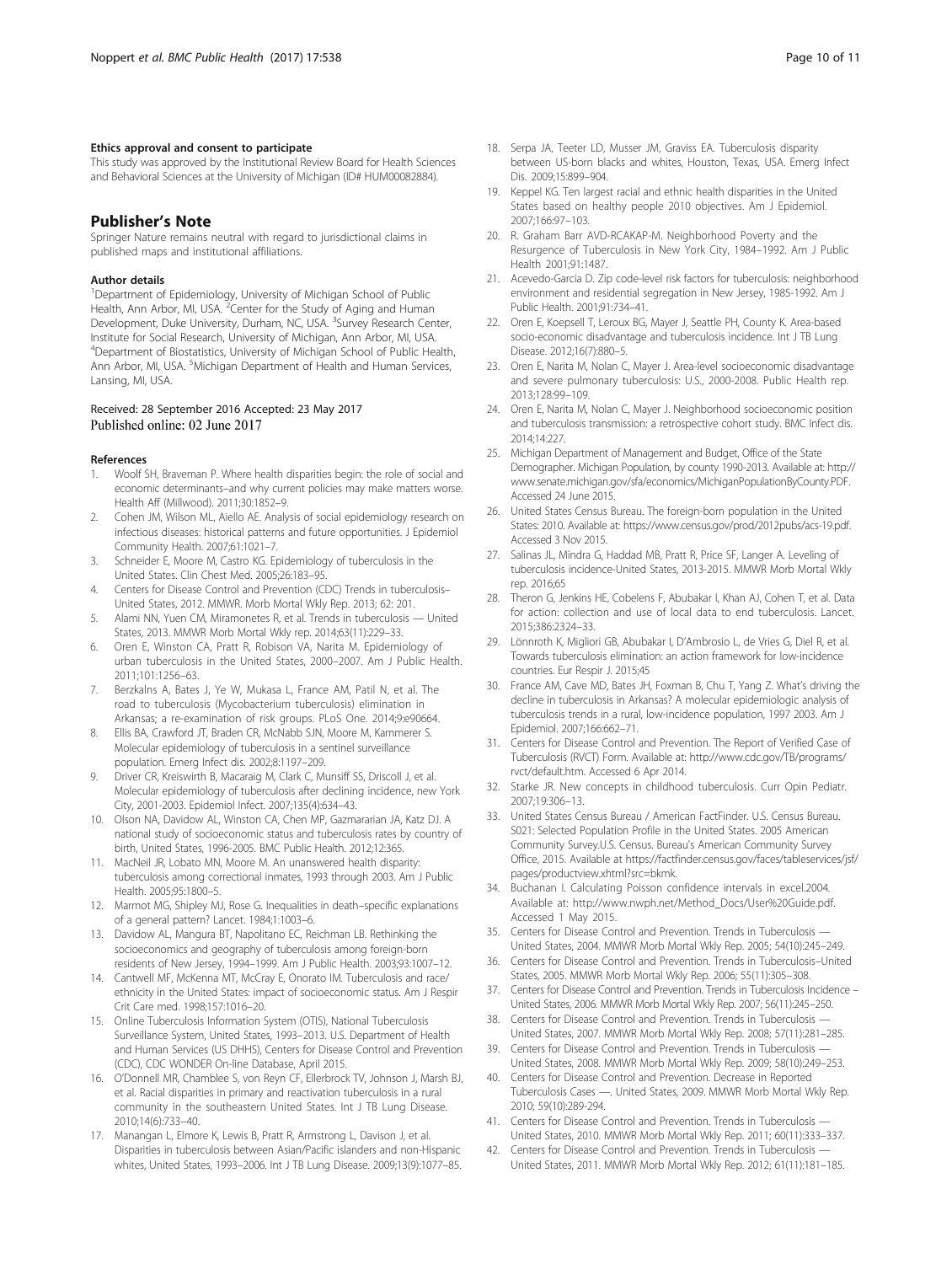#### Ethics approval and consent to participate

This study was approved by the Institutional Review Board for Health Sciences and Behavioral Sciences at the University of Michigan (ID# HUM00082884).

## Publisher's Note

Springer Nature remains neutral with regard to jurisdictional claims in published maps and institutional affiliations.

#### Author details

[1]Department of Epidemiology, University of Michigan School of Public Health, Ann Arbor, MI, USA. [2]Center for the Study of Aging and Human Development, Duke University, Durham, NC, USA. [3]Survey Research Center, Institute for Social Research, University of Michigan, Ann Arbor, MI, USA. [4]Department of Biostatistics, University of Michigan School of Public Health, Ann Arbor, MI, USA. [5]Michigan Department of Health and Human Services, Lansing, MI, USA.

Received: 28 September 2016 Accepted: 23 May 2017
Published online: 02 June 2017

#### References

1. Woolf SH, Braveman P. Where health disparities begin: the role of social and economic determinants–and why current policies may make matters worse. Health Aff (Millwood). 2011;30:1852–9.
2. Cohen JM, Wilson ML, Aiello AE. Analysis of social epidemiology research on infectious diseases: historical patterns and future opportunities. J Epidemiol Community Health. 2007;61:1021–7.
3. Schneider E, Moore M, Castro KG. Epidemiology of tuberculosis in the United States. Clin Chest Med. 2005;26:183–95.
4. Centers for Disease Control and Prevention (CDC) Trends in tuberculosis– United States, 2012. MMWR. Morb Mortal Wkly Rep. 2013; 62: 201.
5. Alami NN, Yuen CM, Miramonetes R, et al. Trends in tuberculosis — United States, 2013. MMWR Morb Mortal Wkly rep. 2014;63(11):229–33.
6. Oren E, Winston CA, Pratt R, Robison VA, Narita M. Epidemiology of urban tuberculosis in the United States, 2000–2007. Am J Public Health. 2011;101:1256–63.
7. Berzkalns A, Bates J, Ye W, Mukasa L, France AM, Patil N, et al. The road to tuberculosis (Mycobacterium tuberculosis) elimination in Arkansas; a re-examination of risk groups. PLoS One. 2014;9:e90664.
8. Ellis BA, Crawford JT, Braden CR, McNabb SJN, Moore M, Kammerer S. Molecular epidemiology of tuberculosis in a sentinel surveillance population. Emerg Infect dis. 2002;8:1197–209.
9. Driver CR, Kreiswirth B, Macaraig M, Clark C, Munsiff SS, Driscoll J, et al. Molecular epidemiology of tuberculosis after declining incidence, new York City, 2001-2003. Epidemiol Infect. 2007;135(4):634–43.
10. Olson NA, Davidow AL, Winston CA, Chen MP, Gazmararian JA, Katz DJ. A national study of socioeconomic status and tuberculosis rates by country of birth, United States, 1996-2005. BMC Public Health. 2012;12:365.
11. MacNeil JR, Lobato MN, Moore M. An unanswered health disparity: tuberculosis among correctional inmates, 1993 through 2003. Am J Public Health. 2005;95:1800–5.
12. Marmot MG, Shipley MJ, Rose G. Inequalities in death–specific explanations of a general pattern? Lancet. 1984;1:1003–6.
13. Davidow AL, Mangura BT, Napolitano EC, Reichman LB. Rethinking the socioeconomics and geography of tuberculosis among foreign-born residents of New Jersey, 1994–1999. Am J Public Health. 2003;93:1007–12.
14. Cantwell MF, McKenna MT, McCray E, Onorato IM. Tuberculosis and race/ ethnicity in the United States: impact of socioeconomic status. Am J Respir Crit Care med. 1998;157:1016–20.
15. Online Tuberculosis Information System (OTIS), National Tuberculosis Surveillance System, United States, 1993–2013. U.S. Department of Health and Human Services (US DHHS), Centers for Disease Control and Prevention (CDC), CDC WONDER On-line Database, April 2015.
16. O'Donnell MR, Chamblee S, von Reyn CF, Ellerbrock TV, Johnson J, Marsh BJ, et al. Racial disparities in primary and reactivation tuberculosis in a rural community in the southeastern United States. Int J TB Lung Disease. 2010;14(6):733–40.
17. Manangan L, Elmore K, Lewis B, Pratt R, Armstrong L, Davison J, et al. Disparities in tuberculosis between Asian/Pacific islanders and non-Hispanic whites, United States, 1993–2006. Int J TB Lung Disease. 2009;13(9):1077–85.
18. Serpa JA, Teeter LD, Musser JM, Graviss EA. Tuberculosis disparity between US-born blacks and whites, Houston, Texas, USA. Emerg Infect Dis. 2009;15:899–904.
19. Keppel KG. Ten largest racial and ethnic health disparities in the United States based on healthy people 2010 objectives. Am J Epidemiol. 2007;166:97–103.
20. R. Graham Barr AVD-RCAKAP-M. Neighborhood Poverty and the Resurgence of Tuberculosis in New York City, 1984–1992. Am J Public Health 2001;91:1487.
21. Acevedo-Garcia D. Zip code-level risk factors for tuberculosis: neighborhood environment and residential segregation in New Jersey, 1985-1992. Am J Public Health. 2001;91:734–41.
22. Oren E, Koepsell T, Leroux BG, Mayer J, Seattle PH, County K. Area-based socio-economic disadvantage and tuberculosis incidence. Int J TB Lung Disease. 2012;16(7):880–5.
23. Oren E, Narita M, Nolan C, Mayer J. Area-level socioeconomic disadvantage and severe pulmonary tuberculosis: U.S., 2000-2008. Public Health rep. 2013;128:99–109.
24. Oren E, Narita M, Nolan C, Mayer J. Neighborhood socioeconomic position and tuberculosis transmission: a retrospective cohort study. BMC Infect dis. 2014;14:227.
25. Michigan Department of Management and Budget, Office of the State Demographer. Michigan Population, by county 1990-2013. Available at: http://www.senate.michigan.gov/sfa/economics/MichiganPopulationByCounty.PDF. Accessed 24 June 2015.
26. United States Census Bureau. The foreign-born population in the United States: 2010. Available at: https://www.census.gov/prod/2012pubs/acs-19.pdf. Accessed 3 Nov 2015.
27. Salinas JL, Mindra G, Haddad MB, Pratt R, Price SF, Langer A. Leveling of tuberculosis incidence-United States, 2013-2015. MMWR Morb Mortal Wkly rep. 2016;65
28. Theron G, Jenkins HE, Cobelens F, Abubakar I, Khan AJ, Cohen T, et al. Data for action: collection and use of local data to end tuberculosis. Lancet. 2015;386:2324–33.
29. Lönnroth K, Migliori GB, Abubakar I, D'Ambrosio L, de Vries G, Diel R, et al. Towards tuberculosis elimination: an action framework for low-incidence countries. Eur Respir J. 2015;45
30. France AM, Cave MD, Bates JH, Foxman B, Chu T, Yang Z. What's driving the decline in tuberculosis in Arkansas? A molecular epidemiologic analysis of tuberculosis trends in a rural, low-incidence population, 1997 2003. Am J Epidemiol. 2007;166:662–71.
31. Centers for Disease Control and Prevention. The Report of Verified Case of Tuberculosis (RVCT) Form. Available at: http://www.cdc.gov/TB/programs/rvct/default.htm. Accessed 6 Apr 2014.
32. Starke JR. New concepts in childhood tuberculosis. Curr Opin Pediatr. 2007;19:306–13.
33. United States Census Bureau / American FactFinder. U.S. Census Bureau. S021: Selected Population Profile in the United States. 2005 American Community Survey.U.S. Census. Bureau's American Community Survey Office, 2015. Available at https://factfinder.census.gov/faces/tableservices/jsf/pages/productview.xhtml?src=bkmk.
34. Buchanan I. Calculating Poisson confidence intervals in excel.2004. Available at: http://www.nwph.net/Method_Docs/User%20Guide.pdf. Accessed 1 May 2015.
35. Centers for Disease Control and Prevention. Trends in Tuberculosis — United States, 2004. MMWR Morb Mortal Wkly Rep. 2005; 54(10):245–249.
36. Centers for Disease Control and Prevention. Trends in Tuberculosis–United States, 2005. MMWR Morb Mortal Wkly Rep. 2006; 55(11):305–308.
37. Centers for Disease Control and Prevention. Trends in Tuberculosis Incidence – United States, 2006. MMWR Morb Mortal Wkly Rep. 2007; 56(11):245–250.
38. Centers for Disease Control and Prevention. Trends in Tuberculosis — United States, 2007. MMWR Morb Mortal Wkly Rep. 2008; 57(11):281–285.
39. Centers for Disease Control and Prevention. Trends in Tuberculosis — United States, 2008. MMWR Morb Mortal Wkly Rep. 2009; 58(10):249–253.
40. Centers for Disease Control and Prevention. Decrease in Reported Tuberculosis Cases —. United States, 2009. MMWR Morb Mortal Wkly Rep. 2010; 59(10):289-294.
41. Centers for Disease Control and Prevention. Trends in Tuberculosis — United States, 2010. MMWR Morb Mortal Wkly Rep. 2011; 60(11):333–337.
42. Centers for Disease Control and Prevention. Trends in Tuberculosis — United States, 2011. MMWR Morb Mortal Wkly Rep. 2012; 61(11):181–185.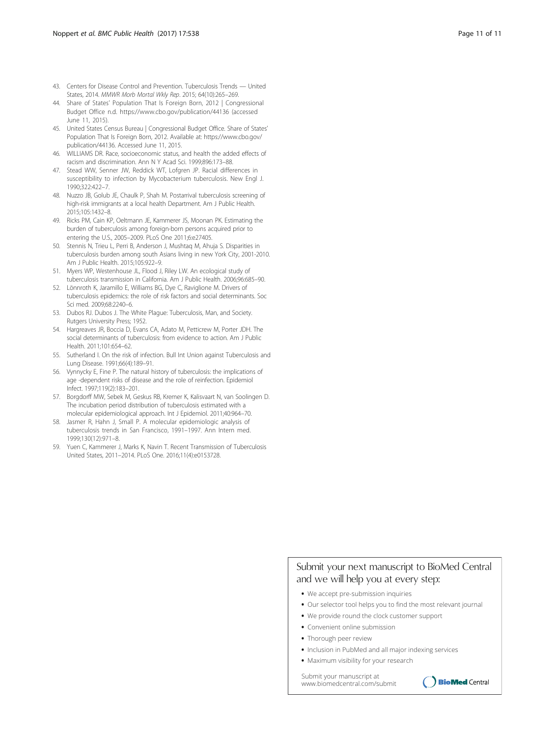43. Centers for Disease Control and Prevention. Tuberculosis Trends — United States, 2014. *MMWR Morb Mortal Wkly Rep*. 2015; 64(10):265–269.
44. Share of States' Population That Is Foreign Born, 2012 | Congressional Budget Office n.d. https://www.cbo.gov/publication/44136 (accessed June 11, 2015).
45. United States Census Bureau | Congressional Budget Office. Share of States' Population That Is Foreign Born, 2012. Available at: https://www.cbo.gov/publication/44136. Accessed June 11, 2015.
46. WILLIAMS DR. Race, socioeconomic status, and health the added effects of racism and discrimination. Ann N Y Acad Sci. 1999;896:173–88.
47. Stead WW, Senner JW, Reddick WT, Lofgren JP. Racial differences in susceptibility to infection by Mycobacterium tuberculosis. New Engl J. 1990;322:422–7.
48. Nuzzo JB, Golub JE, Chaulk P, Shah M. Postarrival tuberculosis screening of high-risk immigrants at a local health Department. Am J Public Health. 2015;105:1432–8.
49. Ricks PM, Cain KP, Oeltmann JE, Kammerer JS, Moonan PK. Estimating the burden of tuberculosis among foreign-born persons acquired prior to entering the U.S., 2005–2009. PLoS One 2011;6:e27405.
50. Stennis N, Trieu L, Perri B, Anderson J, Mushtaq M, Ahuja S. Disparities in tuberculosis burden among south Asians living in new York City, 2001-2010. Am J Public Health. 2015;105:922–9.
51. Myers WP, Westenhouse JL, Flood J, Riley LW. An ecological study of tuberculosis transmission in California. Am J Public Health. 2006;96:685–90.
52. Lönnroth K, Jaramillo E, Williams BG, Dye C, Raviglione M. Drivers of tuberculosis epidemics: the role of risk factors and social determinants. Soc Sci med. 2009;68:2240–6.
53. Dubos RJ. Dubos J. The White Plague: Tuberculosis, Man, and Society. Rutgers University Press; 1952.
54. Hargreaves JR, Boccia D, Evans CA, Adato M, Petticrew M, Porter JDH. The social determinants of tuberculosis: from evidence to action. Am J Public Health. 2011;101:654–62.
55. Sutherland I. On the risk of infection. Bull Int Union against Tuberculosis and Lung Disease. 1991;66(4):189–91.
56. Vynnycky E, Fine P. The natural history of tuberculosis: the implications of age -dependent risks of disease and the role of reinfection. Epidemiol Infect. 1997;119(2):183–201.
57. Borgdorff MW, Sebek M, Geskus RB, Kremer K, Kalisvaart N, van Soolingen D. The incubation period distribution of tuberculosis estimated with a molecular epidemiological approach. Int J Epidemiol. 2011;40:964–70.
58. Jasmer R, Hahn J, Small P. A molecular epidemiologic analysis of tuberculosis trends in San Francisco, 1991–1997. Ann Intern med. 1999;130(12):971–8.
59. Yuen C, Kammerer J, Marks K, Navin T. Recent Transmission of Tuberculosis United States, 2011–2014. PLoS One. 2016;11(4):e0153728.

Submit your next manuscript to BioMed Central and we will help you at every step:

- We accept pre-submission inquiries
- Our selector tool helps you to find the most relevant journal
- We provide round the clock customer support
- Convenient online submission
- Thorough peer review
- Inclusion in PubMed and all major indexing services
- Maximum visibility for your research

Submit your manuscript at
www.biomedcentral.com/submit

BioMed Central